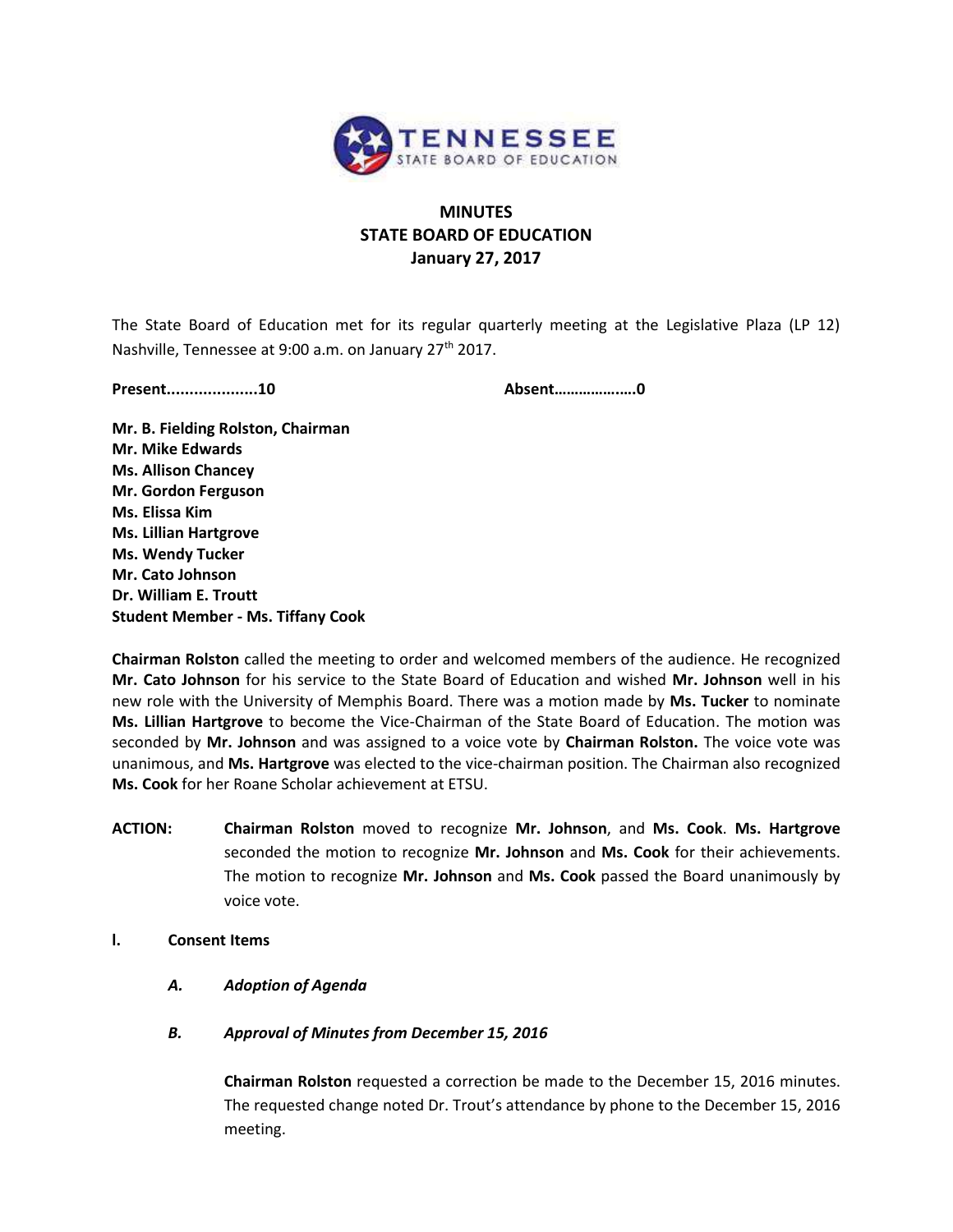# MINUTES
## STATE BOARD OF EDUCATION
### January 27, 2017

The State Board of Education met for its regular quarterly meeting at the Legislative Plaza (LP 12) Nashville, Tennessee at 9:00 a.m. on January 27th 2017.

**Present...................10** **Absent……………….0**

**Mr. B. Fielding Rolston, Chairman**
**Mr. Mike Edwards**
**Ms. Allison Chancey**
**Mr. Gordon Ferguson**
**Ms. Elissa Kim**
**Ms. Lillian Hartgrove**
**Ms. Wendy Tucker**
**Mr. Cato Johnson**
**Dr. William E. Troutt**
**Student Member - Ms. Tiffany Cook**

**Chairman Rolston** called the meeting to order and welcomed members of the audience. He recognized **Mr. Cato Johnson** for his service to the State Board of Education and wished **Mr. Johnson** well in his new role with the University of Memphis Board. There was a motion made by **Ms. Tucker** to nominate **Ms. Lillian Hartgrove** to become the Vice-Chairman of the State Board of Education. The motion was seconded by **Mr. Johnson** and was assigned to a voice vote by **Chairman Rolston.** The voice vote was unanimous, and **Ms. Hartgrove** was elected to the vice-chairman position. The Chairman also recognized **Ms. Cook** for her Roane Scholar achievement at ETSU.

**ACTION:** **Chairman Rolston** moved to recognize **Mr. Johnson**, and **Ms. Cook**. **Ms. Hartgrove** seconded the motion to recognize **Mr. Johnson** and **Ms. Cook** for their achievements. The motion to recognize **Mr. Johnson** and **Ms. Cook** passed the Board unanimously by voice vote.

**I. Consent Items**

***A. Adoption of Agenda***

***B. Approval of Minutes from December 15, 2016***

**Chairman Rolston** requested a correction be made to the December 15, 2016 minutes. The requested change noted Dr. Trout's attendance by phone to the December 15, 2016 meeting.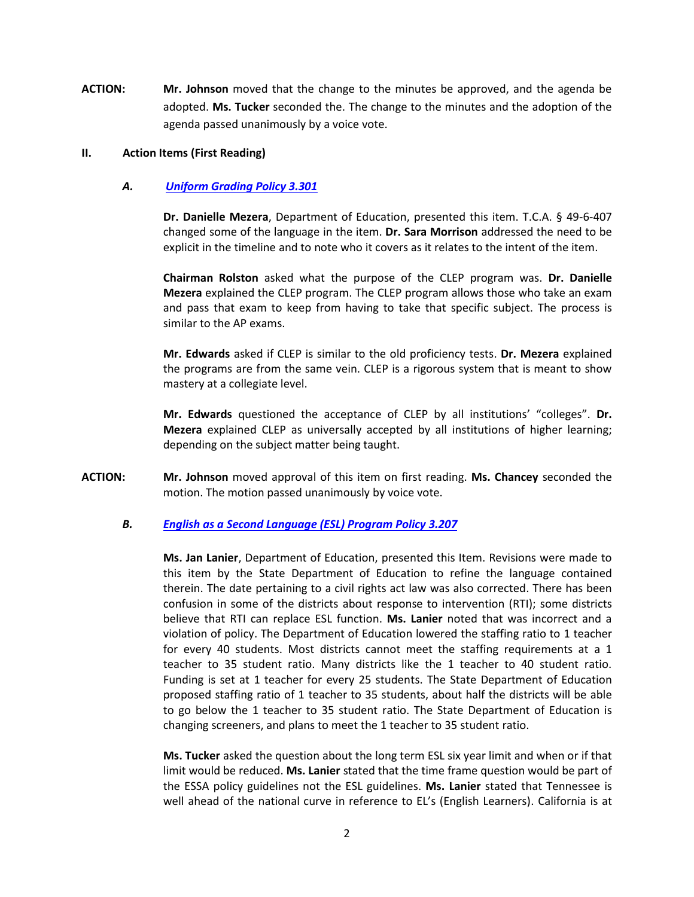**ACTION:** **Mr. Johnson** moved that the change to the minutes be approved, and the agenda be adopted. **Ms. Tucker** seconded the. The change to the minutes and the adoption of the agenda passed unanimously by a voice vote.

## II. Action Items (First Reading)

### *A. Uniform Grading Policy 3.301*

**Dr. Danielle Mezera**, Department of Education, presented this item. T.C.A. § 49-6-407 changed some of the language in the item. **Dr. Sara Morrison** addressed the need to be explicit in the timeline and to note who it covers as it relates to the intent of the item.

**Chairman Rolston** asked what the purpose of the CLEP program was. **Dr. Danielle Mezera** explained the CLEP program. The CLEP program allows those who take an exam and pass that exam to keep from having to take that specific subject. The process is similar to the AP exams.

**Mr. Edwards** asked if CLEP is similar to the old proficiency tests. **Dr. Mezera** explained the programs are from the same vein. CLEP is a rigorous system that is meant to show mastery at a collegiate level.

**Mr. Edwards** questioned the acceptance of CLEP by all institutions' "colleges". **Dr. Mezera** explained CLEP as universally accepted by all institutions of higher learning; depending on the subject matter being taught.

**ACTION:** **Mr. Johnson** moved approval of this item on first reading. **Ms. Chancey** seconded the motion. The motion passed unanimously by voice vote.

### *B. English as a Second Language (ESL) Program Policy 3.207*

**Ms. Jan Lanier**, Department of Education, presented this Item. Revisions were made to this item by the State Department of Education to refine the language contained therein. The date pertaining to a civil rights act law was also corrected. There has been confusion in some of the districts about response to intervention (RTI); some districts believe that RTI can replace ESL function. **Ms. Lanier** noted that was incorrect and a violation of policy. The Department of Education lowered the staffing ratio to 1 teacher for every 40 students. Most districts cannot meet the staffing requirements at a 1 teacher to 35 student ratio. Many districts like the 1 teacher to 40 student ratio. Funding is set at 1 teacher for every 25 students. The State Department of Education proposed staffing ratio of 1 teacher to 35 students, about half the districts will be able to go below the 1 teacher to 35 student ratio. The State Department of Education is changing screeners, and plans to meet the 1 teacher to 35 student ratio.

**Ms. Tucker** asked the question about the long term ESL six year limit and when or if that limit would be reduced. **Ms. Lanier** stated that the time frame question would be part of the ESSA policy guidelines not the ESL guidelines. **Ms. Lanier** stated that Tennessee is well ahead of the national curve in reference to EL's (English Learners). California is at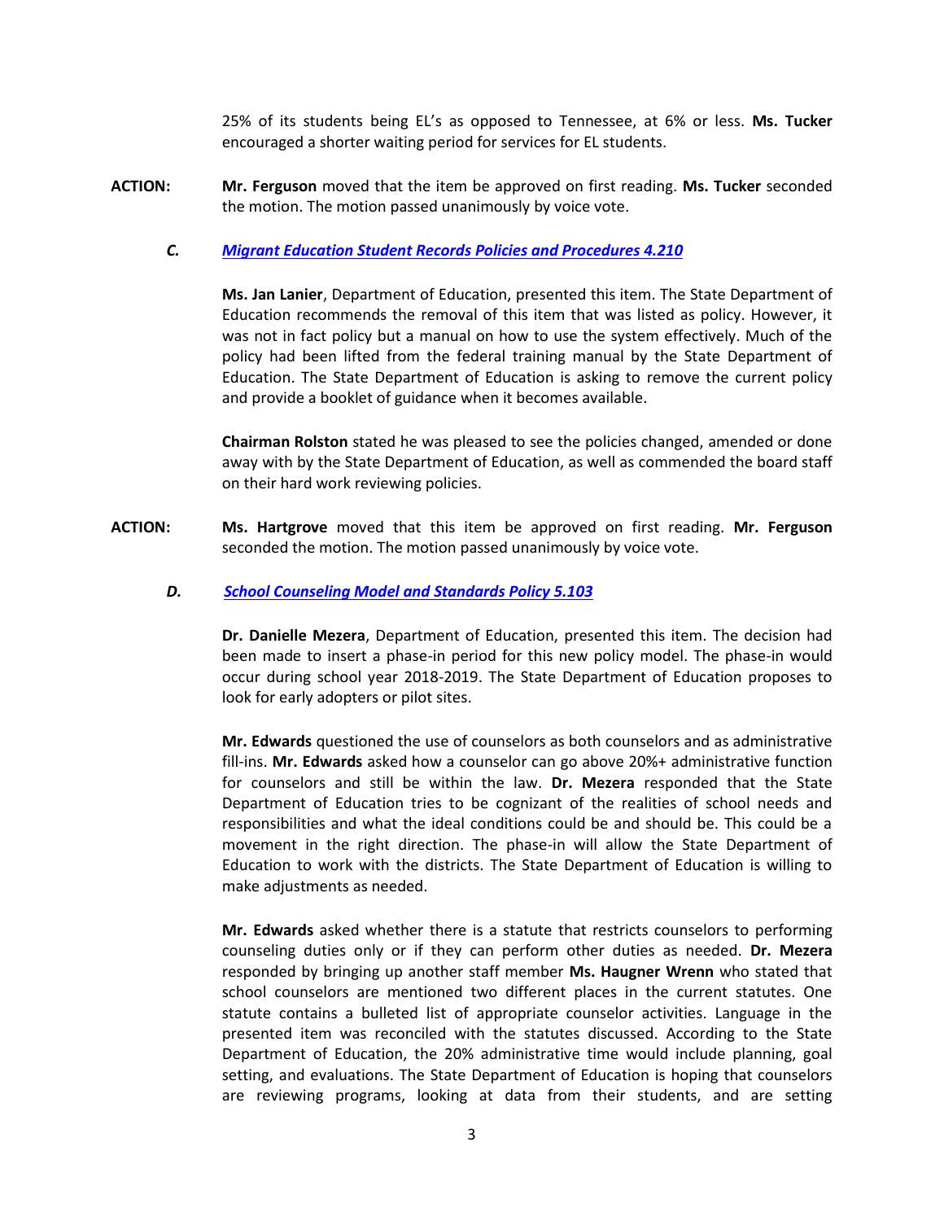25% of its students being EL's as opposed to Tennessee, at 6% or less. **Ms. Tucker** encouraged a shorter waiting period for services for EL students.

**ACTION:** **Mr. Ferguson** moved that the item be approved on first reading. **Ms. Tucker** seconded the motion. The motion passed unanimously by voice vote.

### *C. [Migrant Education Student Records Policies and Procedures 4.210]()*

**Ms. Jan Lanier**, Department of Education, presented this item. The State Department of Education recommends the removal of this item that was listed as policy. However, it was not in fact policy but a manual on how to use the system effectively. Much of the policy had been lifted from the federal training manual by the State Department of Education. The State Department of Education is asking to remove the current policy and provide a booklet of guidance when it becomes available.

**Chairman Rolston** stated he was pleased to see the policies changed, amended or done away with by the State Department of Education, as well as commended the board staff on their hard work reviewing policies.

**ACTION:** **Ms. Hartgrove** moved that this item be approved on first reading. **Mr. Ferguson** seconded the motion. The motion passed unanimously by voice vote.

### *D. [School Counseling Model and Standards Policy 5.103]()*

**Dr. Danielle Mezera**, Department of Education, presented this item. The decision had been made to insert a phase-in period for this new policy model. The phase-in would occur during school year 2018-2019. The State Department of Education proposes to look for early adopters or pilot sites.

**Mr. Edwards** questioned the use of counselors as both counselors and as administrative fill-ins. **Mr. Edwards** asked how a counselor can go above 20%+ administrative function for counselors and still be within the law. **Dr. Mezera** responded that the State Department of Education tries to be cognizant of the realities of school needs and responsibilities and what the ideal conditions could be and should be. This could be a movement in the right direction. The phase-in will allow the State Department of Education to work with the districts. The State Department of Education is willing to make adjustments as needed.

**Mr. Edwards** asked whether there is a statute that restricts counselors to performing counseling duties only or if they can perform other duties as needed. **Dr. Mezera** responded by bringing up another staff member **Ms. Haugner Wrenn** who stated that school counselors are mentioned two different places in the current statutes. One statute contains a bulleted list of appropriate counselor activities. Language in the presented item was reconciled with the statutes discussed. According to the State Department of Education, the 20% administrative time would include planning, goal setting, and evaluations. The State Department of Education is hoping that counselors are reviewing programs, looking at data from their students, and are setting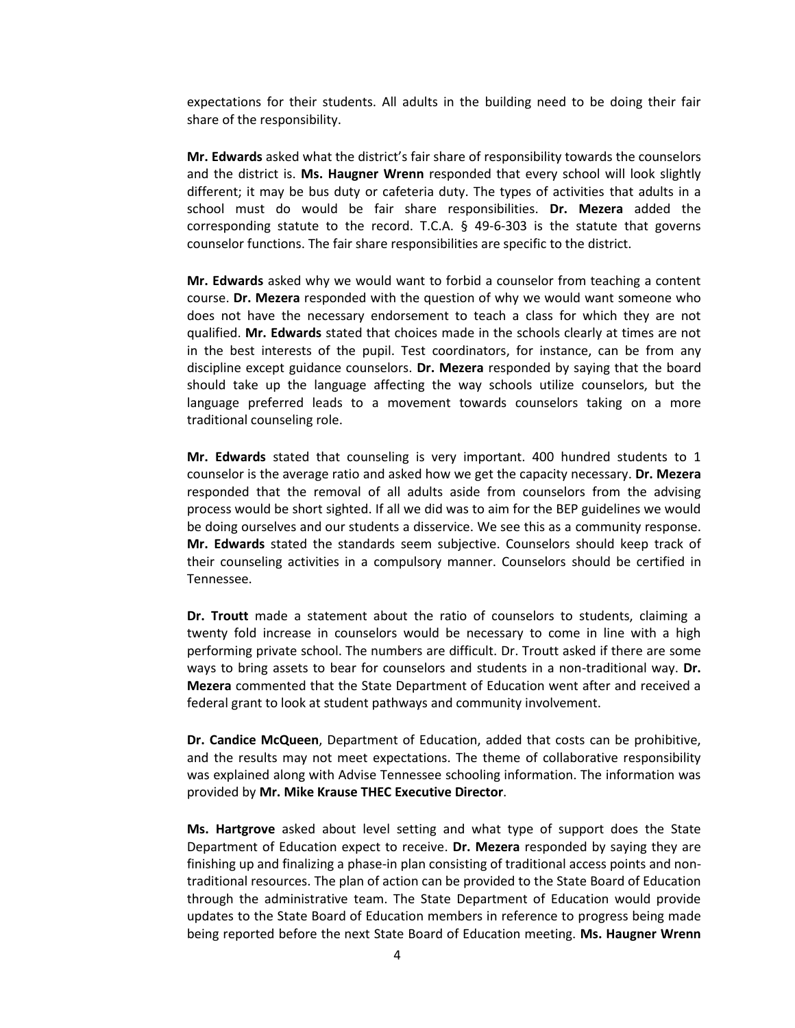expectations for their students. All adults in the building need to be doing their fair share of the responsibility.

**Mr. Edwards** asked what the district's fair share of responsibility towards the counselors and the district is. **Ms. Haugner Wrenn** responded that every school will look slightly different; it may be bus duty or cafeteria duty. The types of activities that adults in a school must do would be fair share responsibilities. **Dr. Mezera** added the corresponding statute to the record. T.C.A. § 49-6-303 is the statute that governs counselor functions. The fair share responsibilities are specific to the district.

**Mr. Edwards** asked why we would want to forbid a counselor from teaching a content course. **Dr. Mezera** responded with the question of why we would want someone who does not have the necessary endorsement to teach a class for which they are not qualified. **Mr. Edwards** stated that choices made in the schools clearly at times are not in the best interests of the pupil. Test coordinators, for instance, can be from any discipline except guidance counselors. **Dr. Mezera** responded by saying that the board should take up the language affecting the way schools utilize counselors, but the language preferred leads to a movement towards counselors taking on a more traditional counseling role.

**Mr. Edwards** stated that counseling is very important. 400 hundred students to 1 counselor is the average ratio and asked how we get the capacity necessary. **Dr. Mezera** responded that the removal of all adults aside from counselors from the advising process would be short sighted. If all we did was to aim for the BEP guidelines we would be doing ourselves and our students a disservice. We see this as a community response. **Mr. Edwards** stated the standards seem subjective. Counselors should keep track of their counseling activities in a compulsory manner. Counselors should be certified in Tennessee.

**Dr. Troutt** made a statement about the ratio of counselors to students, claiming a twenty fold increase in counselors would be necessary to come in line with a high performing private school. The numbers are difficult. Dr. Troutt asked if there are some ways to bring assets to bear for counselors and students in a non-traditional way. **Dr. Mezera** commented that the State Department of Education went after and received a federal grant to look at student pathways and community involvement.

**Dr. Candice McQueen**, Department of Education, added that costs can be prohibitive, and the results may not meet expectations. The theme of collaborative responsibility was explained along with Advise Tennessee schooling information. The information was provided by **Mr. Mike Krause THEC Executive Director**.

**Ms. Hartgrove** asked about level setting and what type of support does the State Department of Education expect to receive. **Dr. Mezera** responded by saying they are finishing up and finalizing a phase-in plan consisting of traditional access points and non-traditional resources. The plan of action can be provided to the State Board of Education through the administrative team. The State Department of Education would provide updates to the State Board of Education members in reference to progress being made being reported before the next State Board of Education meeting. **Ms. Haugner Wrenn**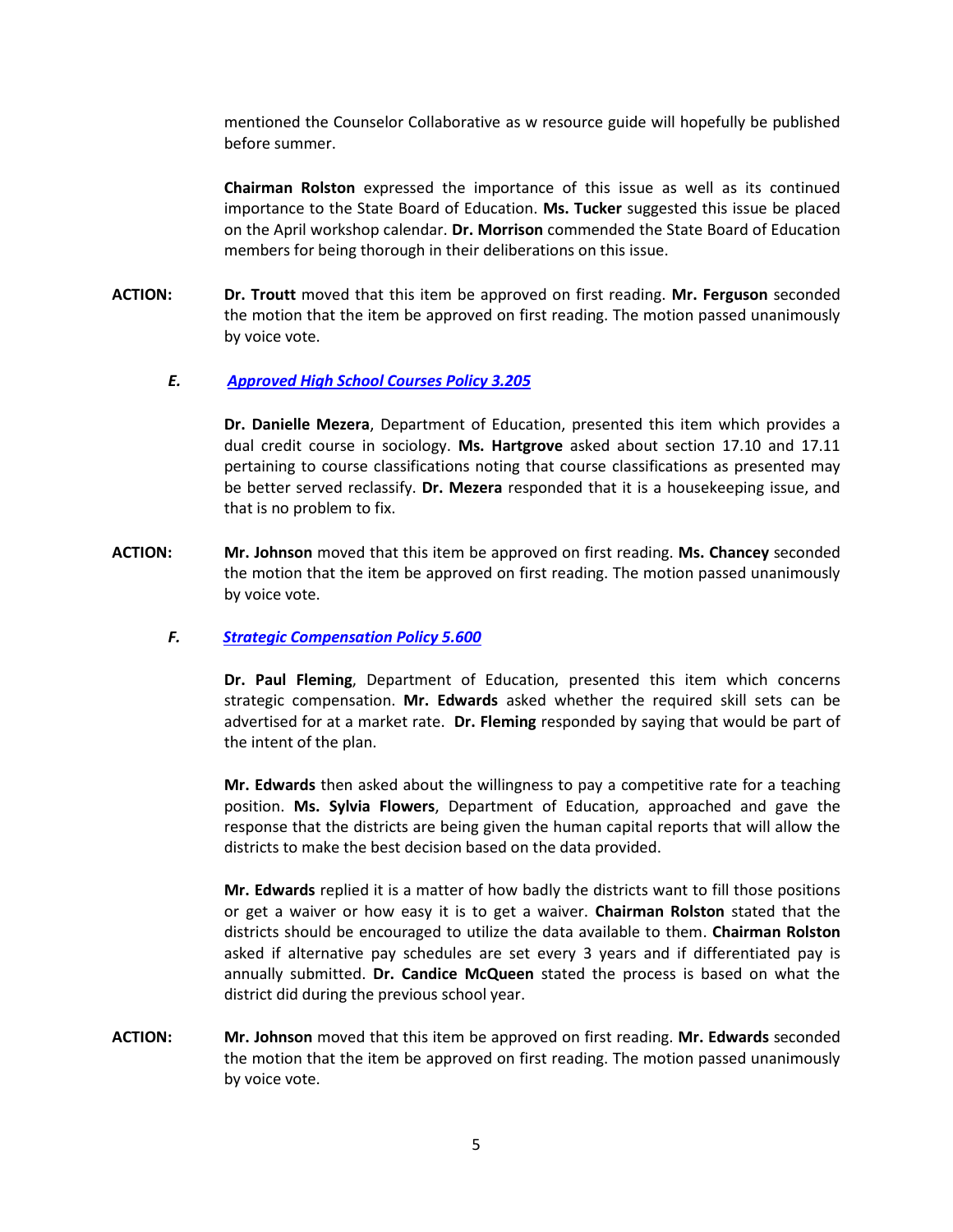mentioned the Counselor Collaborative as w resource guide will hopefully be published before summer.

**Chairman Rolston** expressed the importance of this issue as well as its continued importance to the State Board of Education. **Ms. Tucker** suggested this issue be placed on the April workshop calendar. **Dr. Morrison** commended the State Board of Education members for being thorough in their deliberations on this issue.

**ACTION:** **Dr. Troutt** moved that this item be approved on first reading. **Mr. Ferguson** seconded the motion that the item be approved on first reading. The motion passed unanimously by voice vote.

***E. Approved High School Courses Policy 3.205***

**Dr. Danielle Mezera**, Department of Education, presented this item which provides a dual credit course in sociology. **Ms. Hartgrove** asked about section 17.10 and 17.11 pertaining to course classifications noting that course classifications as presented may be better served reclassify. **Dr. Mezera** responded that it is a housekeeping issue, and that is no problem to fix.

**ACTION:** **Mr. Johnson** moved that this item be approved on first reading. **Ms. Chancey** seconded the motion that the item be approved on first reading. The motion passed unanimously by voice vote.

***F. Strategic Compensation Policy 5.600***

**Dr. Paul Fleming**, Department of Education, presented this item which concerns strategic compensation. **Mr. Edwards** asked whether the required skill sets can be advertised for at a market rate. **Dr. Fleming** responded by saying that would be part of the intent of the plan.

**Mr. Edwards** then asked about the willingness to pay a competitive rate for a teaching position. **Ms. Sylvia Flowers**, Department of Education, approached and gave the response that the districts are being given the human capital reports that will allow the districts to make the best decision based on the data provided.

**Mr. Edwards** replied it is a matter of how badly the districts want to fill those positions or get a waiver or how easy it is to get a waiver. **Chairman Rolston** stated that the districts should be encouraged to utilize the data available to them. **Chairman Rolston** asked if alternative pay schedules are set every 3 years and if differentiated pay is annually submitted. **Dr. Candice McQueen** stated the process is based on what the district did during the previous school year.

**ACTION:** **Mr. Johnson** moved that this item be approved on first reading. **Mr. Edwards** seconded the motion that the item be approved on first reading. The motion passed unanimously by voice vote.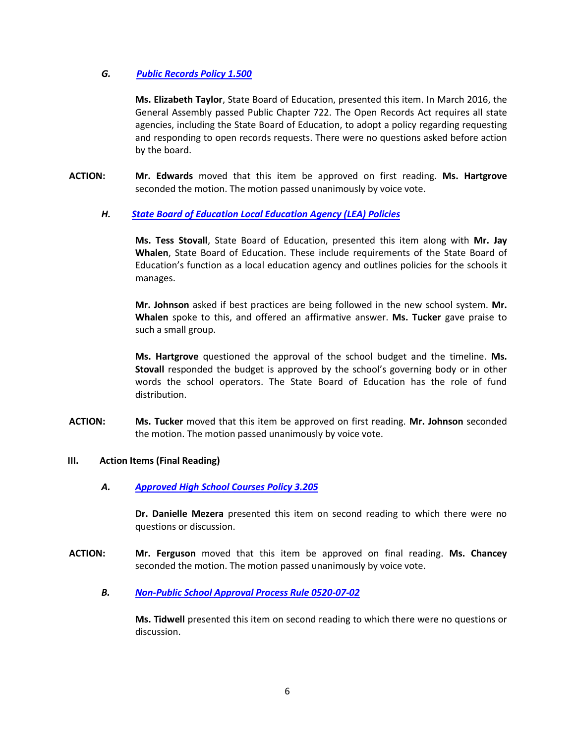### *G. Public Records Policy 1.500*

**Ms. Elizabeth Taylor**, State Board of Education, presented this item. In March 2016, the General Assembly passed Public Chapter 722. The Open Records Act requires all state agencies, including the State Board of Education, to adopt a policy regarding requesting and responding to open records requests. There were no questions asked before action by the board.

**ACTION:** **Mr. Edwards** moved that this item be approved on first reading. **Ms. Hartgrove** seconded the motion. The motion passed unanimously by voice vote.

### *H. State Board of Education Local Education Agency (LEA) Policies*

**Ms. Tess Stovall**, State Board of Education, presented this item along with **Mr. Jay Whalen**, State Board of Education. These include requirements of the State Board of Education's function as a local education agency and outlines policies for the schools it manages.

**Mr. Johnson** asked if best practices are being followed in the new school system. **Mr. Whalen** spoke to this, and offered an affirmative answer. **Ms. Tucker** gave praise to such a small group.

**Ms. Hartgrove** questioned the approval of the school budget and the timeline. **Ms. Stovall** responded the budget is approved by the school's governing body or in other words the school operators. The State Board of Education has the role of fund distribution.

**ACTION:** **Ms. Tucker** moved that this item be approved on first reading. **Mr. Johnson** seconded the motion. The motion passed unanimously by voice vote.

## III. Action Items (Final Reading)

### *A. Approved High School Courses Policy 3.205*

**Dr. Danielle Mezera** presented this item on second reading to which there were no questions or discussion.

**ACTION:** **Mr. Ferguson** moved that this item be approved on final reading. **Ms. Chancey** seconded the motion. The motion passed unanimously by voice vote.

### *B. Non-Public School Approval Process Rule 0520-07-02*

**Ms. Tidwell** presented this item on second reading to which there were no questions or discussion.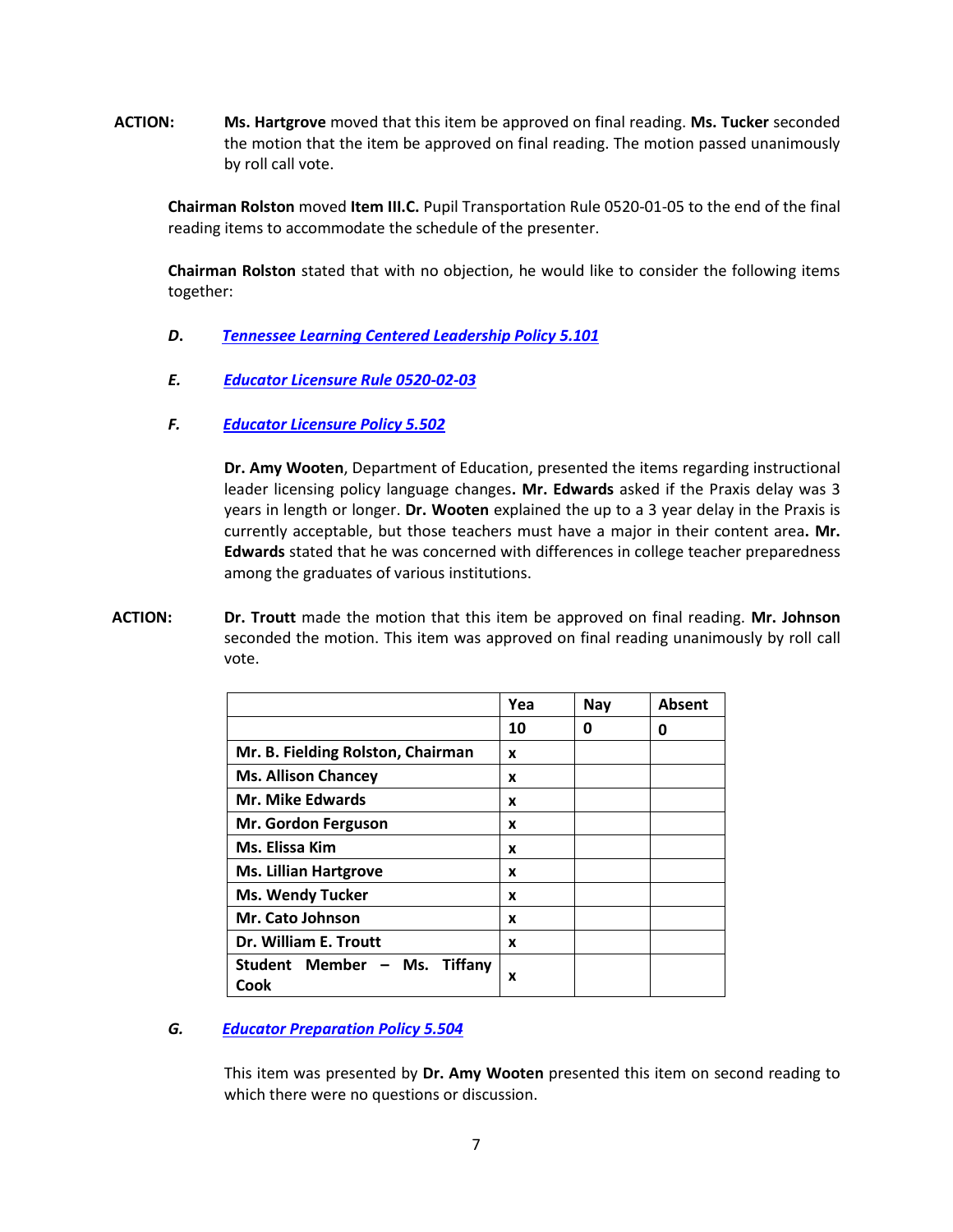**ACTION:** **Ms. Hartgrove** moved that this item be approved on final reading. **Ms. Tucker** seconded the motion that the item be approved on final reading. The motion passed unanimously by roll call vote.

**Chairman Rolston** moved **Item III.C.** Pupil Transportation Rule 0520-01-05 to the end of the final reading items to accommodate the schedule of the presenter.

**Chairman Rolston** stated that with no objection, he would like to consider the following items together:

***D.*** ***Tennessee Learning Centered Leadership Policy 5.101***

***E.*** ***Educator Licensure Rule 0520-02-03***

***F.*** ***Educator Licensure Policy 5.502***

**Dr. Amy Wooten**, Department of Education, presented the items regarding instructional leader licensing policy language changes**. Mr. Edwards** asked if the Praxis delay was 3 years in length or longer. **Dr. Wooten** explained the up to a 3 year delay in the Praxis is currently acceptable, but those teachers must have a major in their content area**. Mr. Edwards** stated that he was concerned with differences in college teacher preparedness among the graduates of various institutions.

**ACTION:** **Dr. Troutt** made the motion that this item be approved on final reading. **Mr. Johnson** seconded the motion. This item was approved on final reading unanimously by roll call vote.

| | Yea | Nay | Absent |
|---|---|---|---|
| | **10** | **0** | **0** |
| **Mr. B. Fielding Rolston, Chairman** | x | | |
| **Ms. Allison Chancey** | x | | |
| **Mr. Mike Edwards** | x | | |
| **Mr. Gordon Ferguson** | x | | |
| **Ms. Elissa Kim** | x | | |
| **Ms. Lillian Hartgrove** | x | | |
| **Ms. Wendy Tucker** | x | | |
| **Mr. Cato Johnson** | x | | |
| **Dr. William E. Troutt** | x | | |
| **Student Member – Ms. Tiffany Cook** | x | | |

***G.*** ***Educator Preparation Policy 5.504***

This item was presented by **Dr. Amy Wooten** presented this item on second reading to which there were no questions or discussion.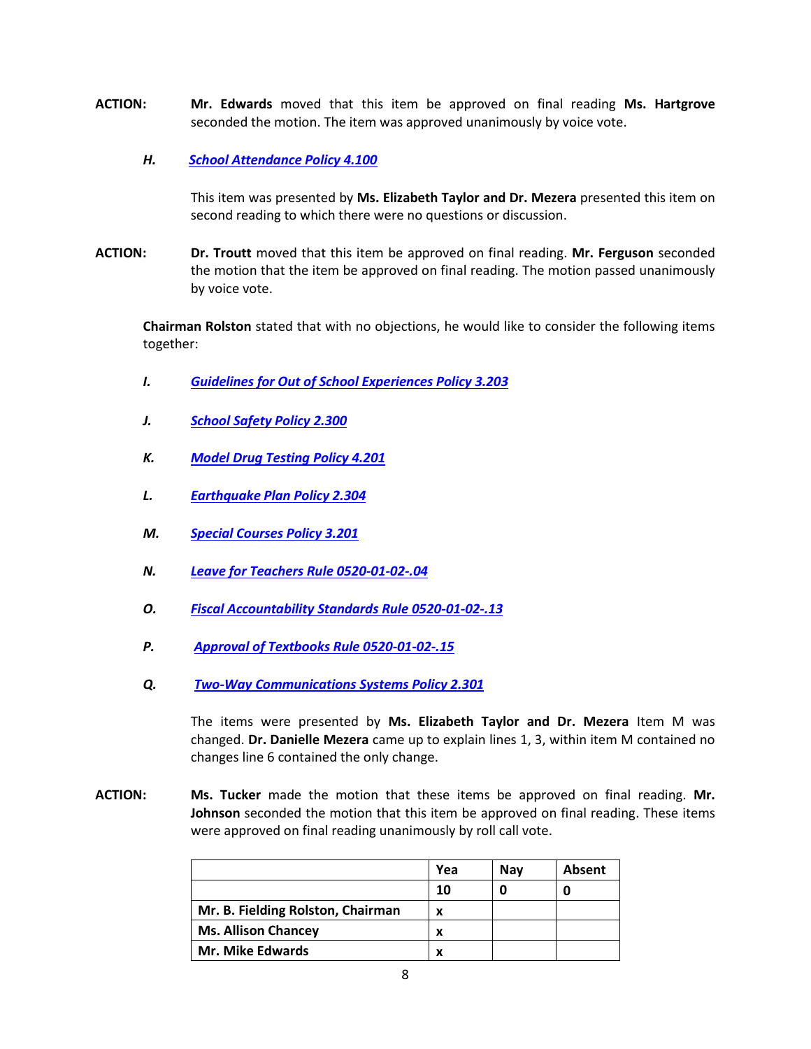**ACTION:** **Mr. Edwards** moved that this item be approved on final reading **Ms. Hartgrove** seconded the motion. The item was approved unanimously by voice vote.

***H. School Attendance Policy 4.100***

This item was presented by **Ms. Elizabeth Taylor and Dr. Mezera** presented this item on second reading to which there were no questions or discussion.

**ACTION:** **Dr. Troutt** moved that this item be approved on final reading. **Mr. Ferguson** seconded the motion that the item be approved on final reading. The motion passed unanimously by voice vote.

**Chairman Rolston** stated that with no objections, he would like to consider the following items together:

***I. Guidelines for Out of School Experiences Policy 3.203***

***J. School Safety Policy 2.300***

***K. Model Drug Testing Policy 4.201***

***L. Earthquake Plan Policy 2.304***

***M. Special Courses Policy 3.201***

***N. Leave for Teachers Rule 0520-01-02-.04***

***O. Fiscal Accountability Standards Rule 0520-01-02-.13***

***P. Approval of Textbooks Rule 0520-01-02-.15***

***Q. Two-Way Communications Systems Policy 2.301***

The items were presented by **Ms. Elizabeth Taylor and Dr. Mezera** Item M was changed. **Dr. Danielle Mezera** came up to explain lines 1, 3, within item M contained no changes line 6 contained the only change.

**ACTION:** **Ms. Tucker** made the motion that these items be approved on final reading. **Mr. Johnson** seconded the motion that this item be approved on final reading. These items were approved on final reading unanimously by roll call vote.

| | Yea | Nay | Absent |
|---|---|---|---|
| | **10** | **0** | **0** |
| **Mr. B. Fielding Rolston, Chairman** | x | | |
| **Ms. Allison Chancey** | x | | |
| **Mr. Mike Edwards** | x | | |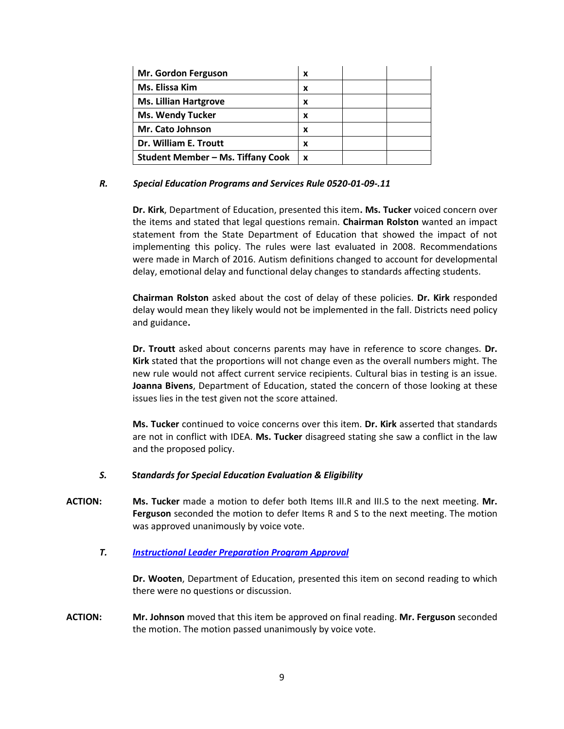| **Mr. Gordon Ferguson** | **x** | | |
|---|---|---|---|
| **Ms. Elissa Kim** | **x** | | |
| **Ms. Lillian Hartgrove** | **x** | | |
| **Ms. Wendy Tucker** | **x** | | |
| **Mr. Cato Johnson** | **x** | | |
| **Dr. William E. Troutt** | **x** | | |
| **Student Member – Ms. Tiffany Cook** | **x** | | |

***R. Special Education Programs and Services Rule 0520-01-09-.11***

**Dr. Kirk**, Department of Education, presented this item**. Ms. Tucker** voiced concern over the items and stated that legal questions remain. **Chairman Rolston** wanted an impact statement from the State Department of Education that showed the impact of not implementing this policy. The rules were last evaluated in 2008. Recommendations were made in March of 2016. Autism definitions changed to account for developmental delay, emotional delay and functional delay changes to standards affecting students.

**Chairman Rolston** asked about the cost of delay of these policies. **Dr. Kirk** responded delay would mean they likely would not be implemented in the fall. Districts need policy and guidance**.**

**Dr. Troutt** asked about concerns parents may have in reference to score changes. **Dr. Kirk** stated that the proportions will not change even as the overall numbers might. The new rule would not affect current service recipients. Cultural bias in testing is an issue. **Joanna Bivens**, Department of Education, stated the concern of those looking at these issues lies in the test given not the score attained.

**Ms. Tucker** continued to voice concerns over this item. **Dr. Kirk** asserted that standards are not in conflict with IDEA. **Ms. Tucker** disagreed stating she saw a conflict in the law and the proposed policy.

***S. Standards for Special Education Evaluation & Eligibility***

**ACTION:** **Ms. Tucker** made a motion to defer both Items III.R and III.S to the next meeting. **Mr. Ferguson** seconded the motion to defer Items R and S to the next meeting. The motion was approved unanimously by voice vote.

***T. Instructional Leader Preparation Program Approval***

**Dr. Wooten**, Department of Education, presented this item on second reading to which there were no questions or discussion.

**ACTION:** **Mr. Johnson** moved that this item be approved on final reading. **Mr. Ferguson** seconded the motion. The motion passed unanimously by voice vote.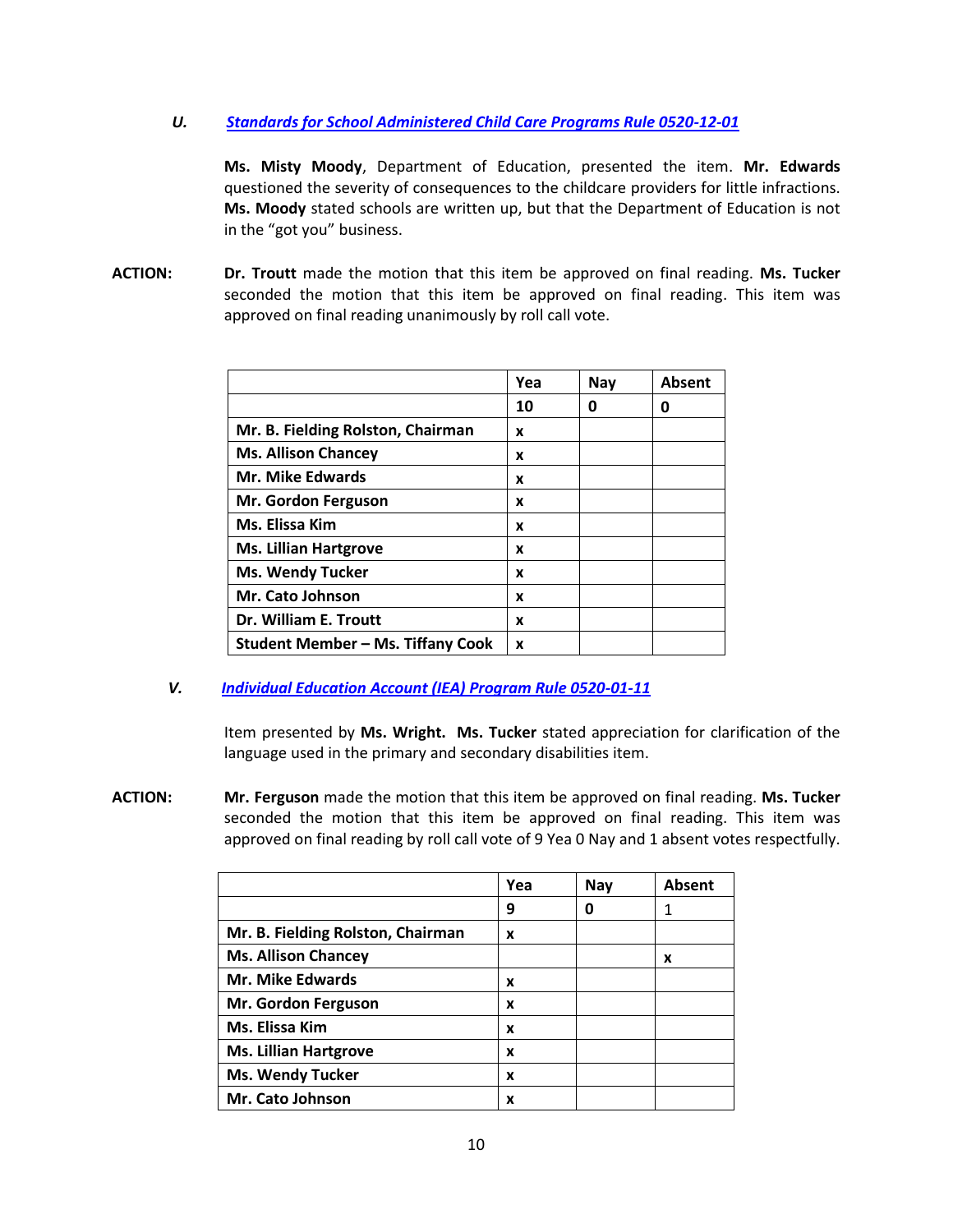*U.* ***Standards for School Administered Child Care Programs Rule 0520-12-01***

**Ms. Misty Moody**, Department of Education, presented the item. **Mr. Edwards** questioned the severity of consequences to the childcare providers for little infractions. **Ms. Moody** stated schools are written up, but that the Department of Education is not in the "got you" business.

**ACTION:** **Dr. Troutt** made the motion that this item be approved on final reading. **Ms. Tucker** seconded the motion that this item be approved on final reading. This item was approved on final reading unanimously by roll call vote.

| | Yea | Nay | Absent |
|---|---|---|---|
| | **10** | **0** | **0** |
| **Mr. B. Fielding Rolston, Chairman** | **x** | | |
| **Ms. Allison Chancey** | **x** | | |
| **Mr. Mike Edwards** | **x** | | |
| **Mr. Gordon Ferguson** | **x** | | |
| **Ms. Elissa Kim** | **x** | | |
| **Ms. Lillian Hartgrove** | **x** | | |
| **Ms. Wendy Tucker** | **x** | | |
| **Mr. Cato Johnson** | **x** | | |
| **Dr. William E. Troutt** | **x** | | |
| **Student Member – Ms. Tiffany Cook** | **x** | | |

*V.* ***Individual Education Account (IEA) Program Rule 0520-01-11***

Item presented by **Ms. Wright.** **Ms. Tucker** stated appreciation for clarification of the language used in the primary and secondary disabilities item.

**ACTION:** **Mr. Ferguson** made the motion that this item be approved on final reading. **Ms. Tucker** seconded the motion that this item be approved on final reading. This item was approved on final reading by roll call vote of 9 Yea 0 Nay and 1 absent votes respectfully.

| | Yea | Nay | Absent |
|---|---|---|---|
| | **9** | **0** | 1 |
| **Mr. B. Fielding Rolston, Chairman** | **x** | | |
| **Ms. Allison Chancey** | | | **x** |
| **Mr. Mike Edwards** | **x** | | |
| **Mr. Gordon Ferguson** | **x** | | |
| **Ms. Elissa Kim** | **x** | | |
| **Ms. Lillian Hartgrove** | **x** | | |
| **Ms. Wendy Tucker** | **x** | | |
| **Mr. Cato Johnson** | **x** | | |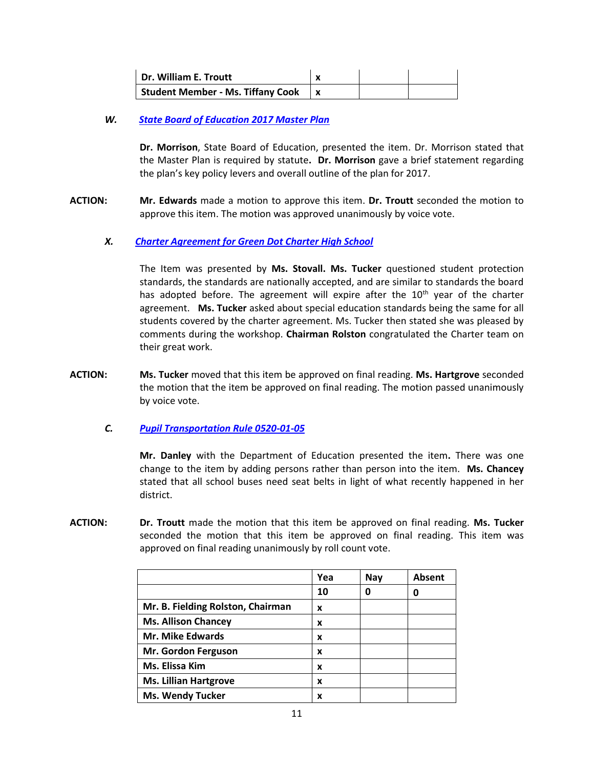| Dr. William E. Troutt | x | | |
|---|---|---|---|
| Student Member - Ms. Tiffany Cook | x | | |

***W. [State Board of Education 2017 Master Plan]***

**Dr. Morrison**, State Board of Education, presented the item. Dr. Morrison stated that the Master Plan is required by statute**. Dr. Morrison** gave a brief statement regarding the plan's key policy levers and overall outline of the plan for 2017.

**ACTION:** **Mr. Edwards** made a motion to approve this item. **Dr. Troutt** seconded the motion to approve this item. The motion was approved unanimously by voice vote.

***X. [Charter Agreement for Green Dot Charter High School]***

The Item was presented by **Ms. Stovall. Ms. Tucker** questioned student protection standards, the standards are nationally accepted, and are similar to standards the board has adopted before. The agreement will expire after the 10th year of the charter agreement. **Ms. Tucker** asked about special education standards being the same for all students covered by the charter agreement. Ms. Tucker then stated she was pleased by comments during the workshop. **Chairman Rolston** congratulated the Charter team on their great work.

**ACTION:** **Ms. Tucker** moved that this item be approved on final reading. **Ms. Hartgrove** seconded the motion that the item be approved on final reading. The motion passed unanimously by voice vote.

***C. [Pupil Transportation Rule 0520-01-05]***

**Mr. Danley** with the Department of Education presented the item**.** There was one change to the item by adding persons rather than person into the item. **Ms. Chancey** stated that all school buses need seat belts in light of what recently happened in her district.

**ACTION:** **Dr. Troutt** made the motion that this item be approved on final reading. **Ms. Tucker** seconded the motion that this item be approved on final reading. This item was approved on final reading unanimously by roll count vote.

| | Yea | Nay | Absent |
|---|---|---|---|
| | 10 | 0 | 0 |
| Mr. B. Fielding Rolston, Chairman | x | | |
| Ms. Allison Chancey | x | | |
| Mr. Mike Edwards | x | | |
| Mr. Gordon Ferguson | x | | |
| Ms. Elissa Kim | x | | |
| Ms. Lillian Hartgrove | x | | |
| Ms. Wendy Tucker | x | | |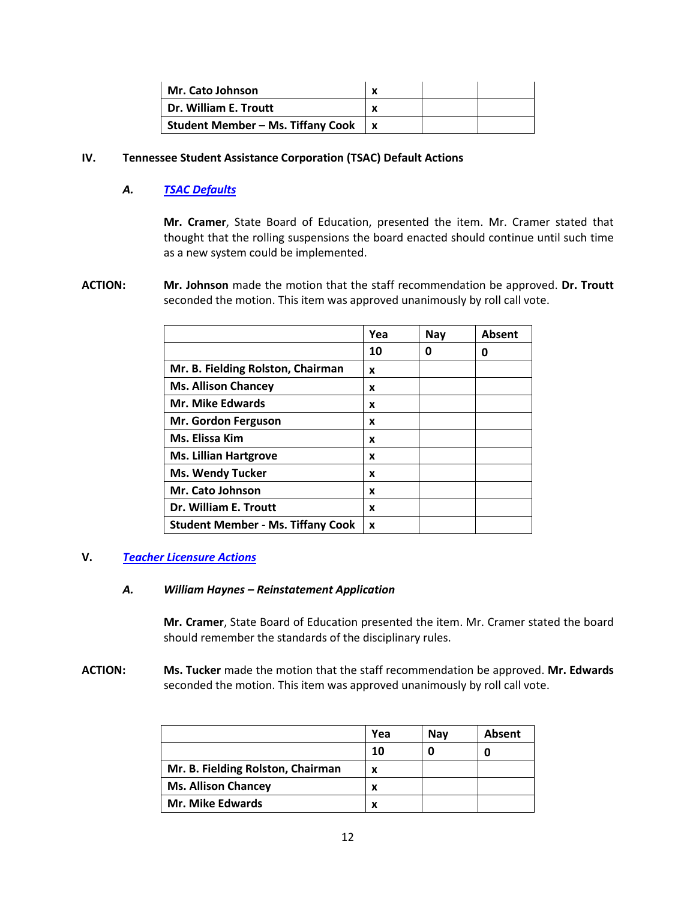| Mr. Cato Johnson | x | | |
|---|---|---|---|
| Dr. William E. Troutt | x | | |
| Student Member – Ms. Tiffany Cook | x | | |

**IV. Tennessee Student Assistance Corporation (TSAC) Default Actions**

***A. TSAC Defaults***

**Mr. Cramer**, State Board of Education, presented the item. Mr. Cramer stated that thought that the rolling suspensions the board enacted should continue until such time as a new system could be implemented.

**ACTION:** **Mr. Johnson** made the motion that the staff recommendation be approved. **Dr. Troutt** seconded the motion. This item was approved unanimously by roll call vote.

| | Yea | Nay | Absent |
|---|---|---|---|
| | 10 | 0 | 0 |
| Mr. B. Fielding Rolston, Chairman | x | | |
| Ms. Allison Chancey | x | | |
| Mr. Mike Edwards | x | | |
| Mr. Gordon Ferguson | x | | |
| Ms. Elissa Kim | x | | |
| Ms. Lillian Hartgrove | x | | |
| Ms. Wendy Tucker | x | | |
| Mr. Cato Johnson | x | | |
| Dr. William E. Troutt | x | | |
| Student Member - Ms. Tiffany Cook | x | | |

**V. *Teacher Licensure Actions***

***A. William Haynes – Reinstatement Application***

**Mr. Cramer**, State Board of Education presented the item. Mr. Cramer stated the board should remember the standards of the disciplinary rules.

**ACTION:** **Ms. Tucker** made the motion that the staff recommendation be approved. **Mr. Edwards** seconded the motion. This item was approved unanimously by roll call vote.

| | Yea | Nay | Absent |
|---|---|---|---|
| | 10 | 0 | 0 |
| Mr. B. Fielding Rolston, Chairman | x | | |
| Ms. Allison Chancey | x | | |
| Mr. Mike Edwards | x | | |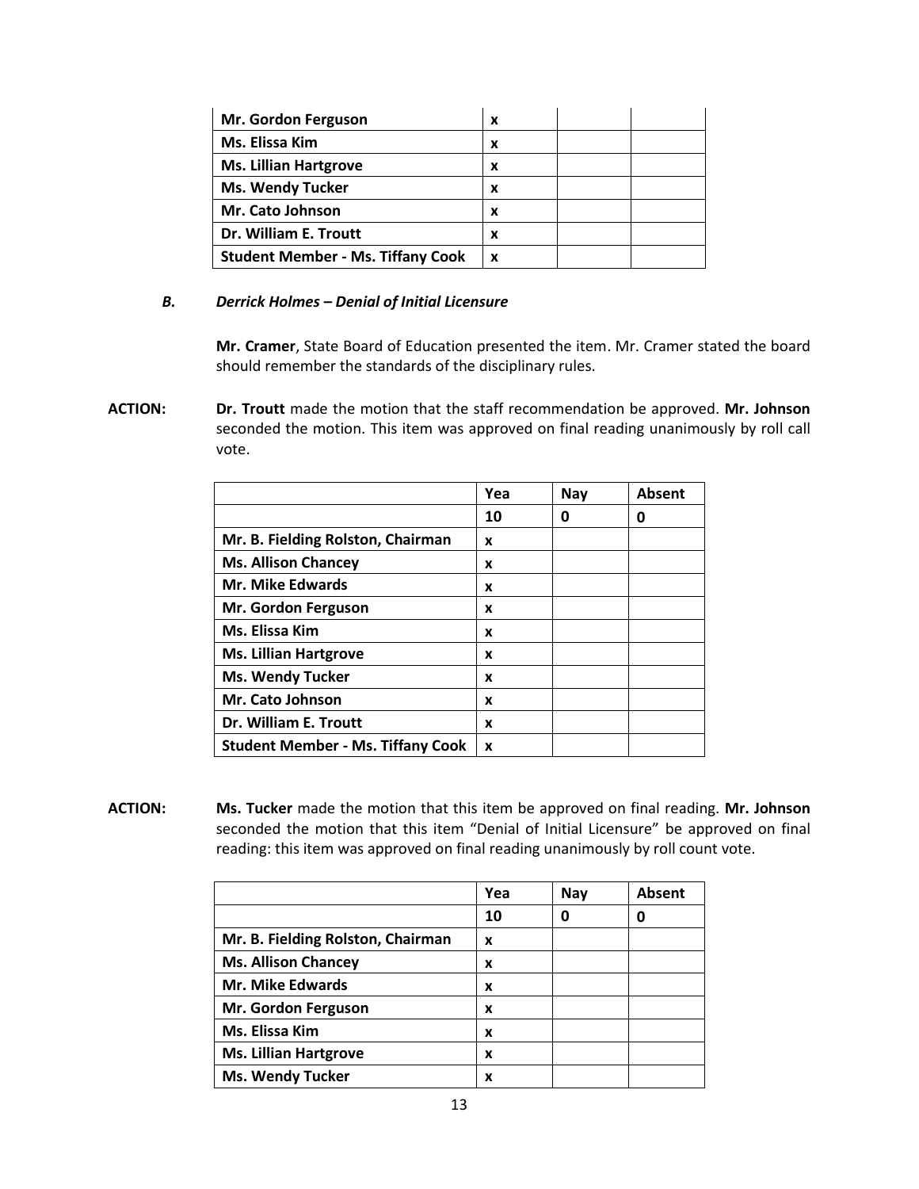| | | | |
|---|---|---|---|
| **Mr. Gordon Ferguson** | x | | |
| **Ms. Elissa Kim** | x | | |
| **Ms. Lillian Hartgrove** | x | | |
| **Ms. Wendy Tucker** | x | | |
| **Mr. Cato Johnson** | x | | |
| **Dr. William E. Troutt** | x | | |
| **Student Member - Ms. Tiffany Cook** | x | | |

***B. Derrick Holmes – Denial of Initial Licensure***

**Mr. Cramer**, State Board of Education presented the item. Mr. Cramer stated the board should remember the standards of the disciplinary rules.

**ACTION:** **Dr. Troutt** made the motion that the staff recommendation be approved. **Mr. Johnson** seconded the motion. This item was approved on final reading unanimously by roll call vote.

| | **Yea** | **Nay** | **Absent** |
|---|---|---|---|
| | **10** | **0** | **0** |
| **Mr. B. Fielding Rolston, Chairman** | x | | |
| **Ms. Allison Chancey** | x | | |
| **Mr. Mike Edwards** | x | | |
| **Mr. Gordon Ferguson** | x | | |
| **Ms. Elissa Kim** | x | | |
| **Ms. Lillian Hartgrove** | x | | |
| **Ms. Wendy Tucker** | x | | |
| **Mr. Cato Johnson** | x | | |
| **Dr. William E. Troutt** | x | | |
| **Student Member - Ms. Tiffany Cook** | x | | |

**ACTION:** **Ms. Tucker** made the motion that this item be approved on final reading. **Mr. Johnson** seconded the motion that this item "Denial of Initial Licensure" be approved on final reading: this item was approved on final reading unanimously by roll count vote.

| | **Yea** | **Nay** | **Absent** |
|---|---|---|---|
| | **10** | **0** | **0** |
| **Mr. B. Fielding Rolston, Chairman** | x | | |
| **Ms. Allison Chancey** | x | | |
| **Mr. Mike Edwards** | x | | |
| **Mr. Gordon Ferguson** | x | | |
| **Ms. Elissa Kim** | x | | |
| **Ms. Lillian Hartgrove** | x | | |
| **Ms. Wendy Tucker** | x | | |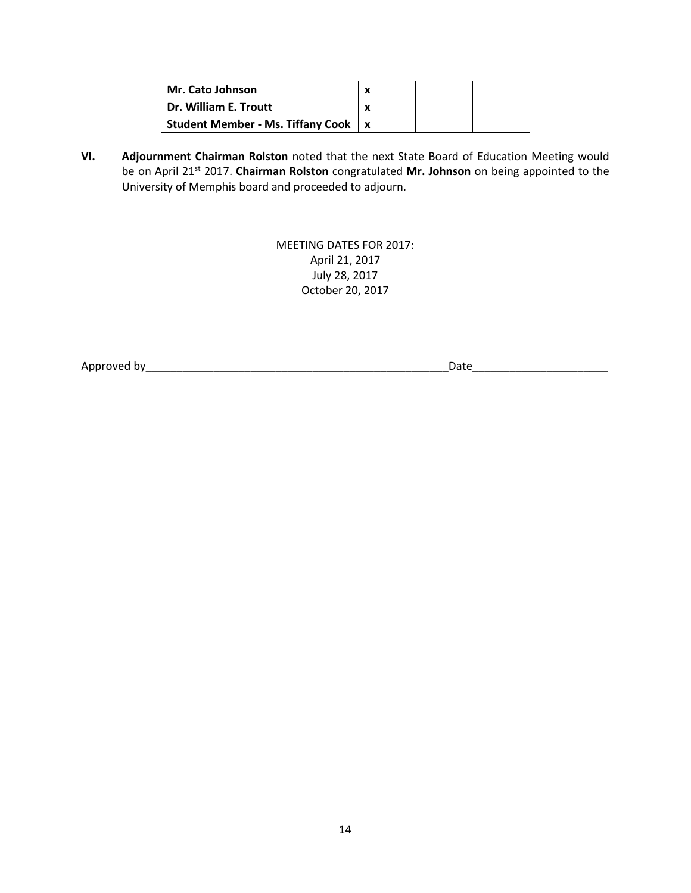| | | | |
|---|---|---|---|
| **Mr. Cato Johnson** | x | | |
| **Dr. William E. Troutt** | x | | |
| **Student Member - Ms. Tiffany Cook** | x | | |

**VI.** **Adjournment Chairman Rolston** noted that the next State Board of Education Meeting would be on April 21st 2017. **Chairman Rolston** congratulated **Mr. Johnson** on being appointed to the University of Memphis board and proceeded to adjourn.

MEETING DATES FOR 2017:
April 21, 2017
July 28, 2017
October 20, 2017

Approved by___________________________________________________Date______________________